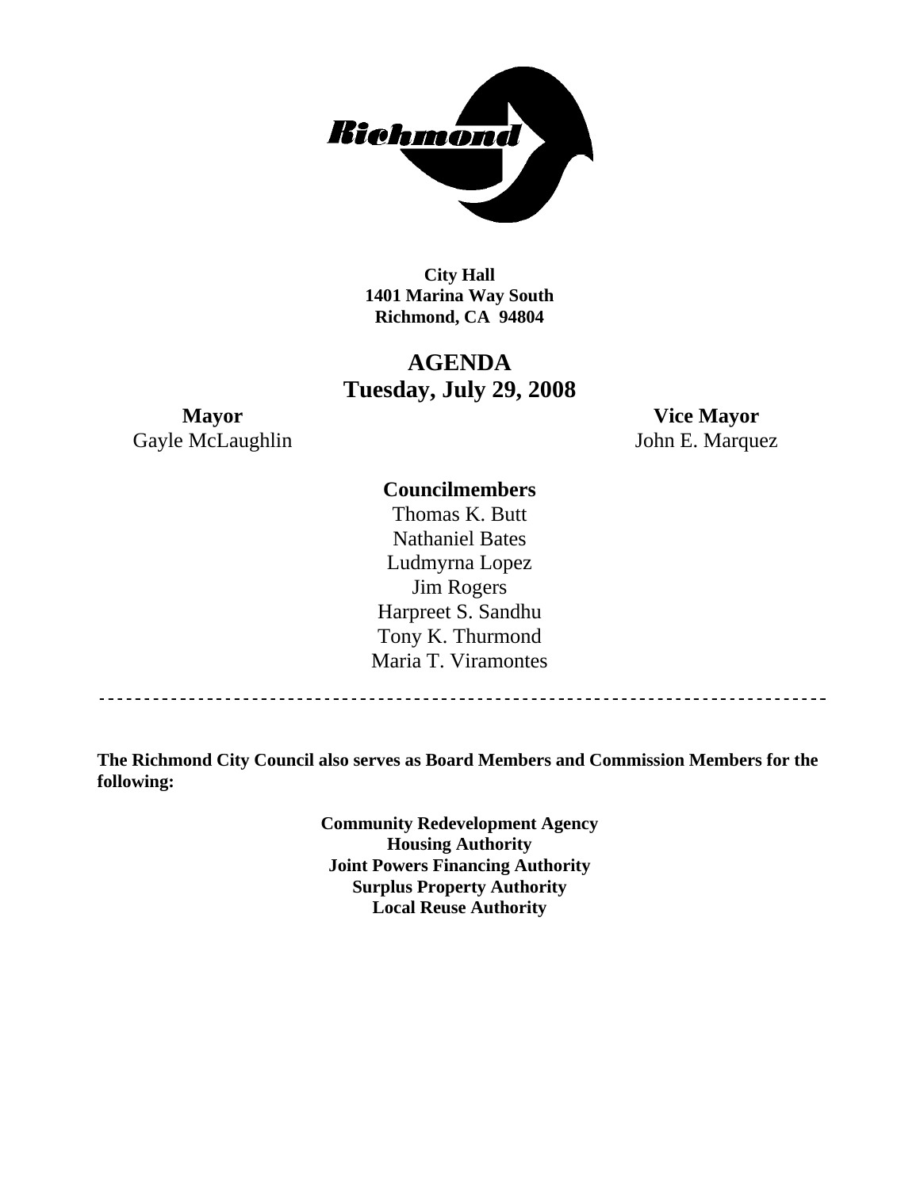**City Hall**
**1401 Marina Way South**
**Richmond, CA 94804**

# AGENDA
## Tuesday, July 29, 2008

**Mayor**
Gayle McLaughlin

**Vice Mayor**
John E. Marquez

**Councilmembers**
Thomas K. Butt
Nathaniel Bates
Ludmyrna Lopez
Jim Rogers
Harpreet S. Sandhu
Tony K. Thurmond
Maria T. Viramontes

---

**The Richmond City Council also serves as Board Members and Commission Members for the following:**

**Community Redevelopment Agency**
**Housing Authority**
**Joint Powers Financing Authority**
**Surplus Property Authority**
**Local Reuse Authority**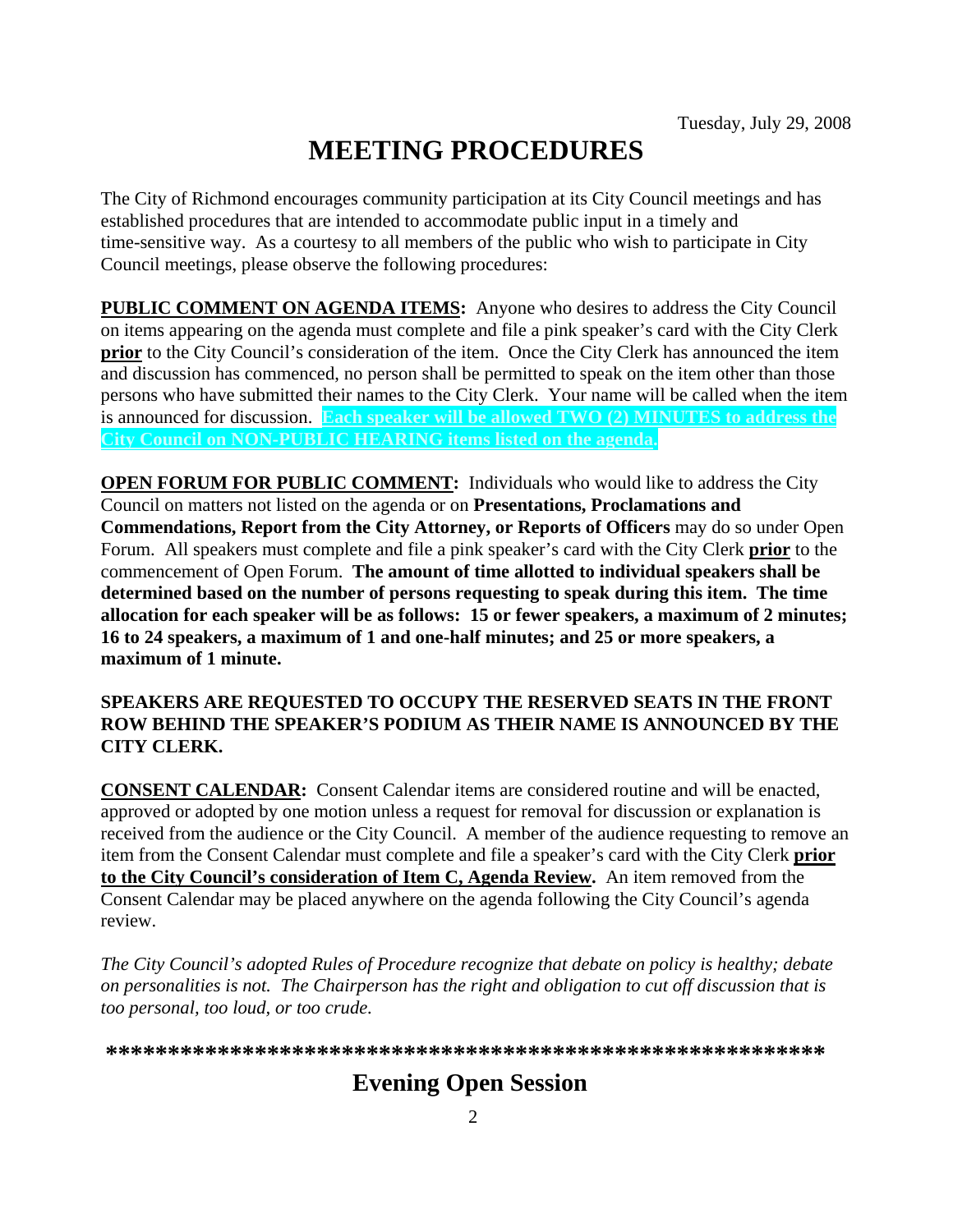Tuesday, July 29, 2008

# MEETING PROCEDURES

The City of Richmond encourages community participation at its City Council meetings and has established procedures that are intended to accommodate public input in a timely and time-sensitive way. As a courtesy to all members of the public who wish to participate in City Council meetings, please observe the following procedures:

**PUBLIC COMMENT ON AGENDA ITEMS:** Anyone who desires to address the City Council on items appearing on the agenda must complete and file a pink speaker's card with the City Clerk **prior** to the City Council's consideration of the item. Once the City Clerk has announced the item and discussion has commenced, no person shall be permitted to speak on the item other than those persons who have submitted their names to the City Clerk. Your name will be called when the item is announced for discussion. **Each speaker will be allowed TWO (2) MINUTES to address the City Council on NON-PUBLIC HEARING items listed on the agenda.**

**OPEN FORUM FOR PUBLIC COMMENT:** Individuals who would like to address the City Council on matters not listed on the agenda or on **Presentations, Proclamations and Commendations, Report from the City Attorney, or Reports of Officers** may do so under Open Forum. All speakers must complete and file a pink speaker's card with the City Clerk **prior** to the commencement of Open Forum. **The amount of time allotted to individual speakers shall be determined based on the number of persons requesting to speak during this item. The time allocation for each speaker will be as follows: 15 or fewer speakers, a maximum of 2 minutes; 16 to 24 speakers, a maximum of 1 and one-half minutes; and 25 or more speakers, a maximum of 1 minute.**

**SPEAKERS ARE REQUESTED TO OCCUPY THE RESERVED SEATS IN THE FRONT ROW BEHIND THE SPEAKER'S PODIUM AS THEIR NAME IS ANNOUNCED BY THE CITY CLERK.**

**CONSENT CALENDAR:** Consent Calendar items are considered routine and will be enacted, approved or adopted by one motion unless a request for removal for discussion or explanation is received from the audience or the City Council. A member of the audience requesting to remove an item from the Consent Calendar must complete and file a speaker's card with the City Clerk **prior to the City Council's consideration of Item C, Agenda Review.** An item removed from the Consent Calendar may be placed anywhere on the agenda following the City Council's agenda review.

*The City Council's adopted Rules of Procedure recognize that debate on policy is healthy; debate on personalities is not. The Chairperson has the right and obligation to cut off discussion that is too personal, too loud, or too crude.*

**\*\*\*\*\*\*\*\*\*\*\*\*\*\*\*\*\*\*\*\*\*\*\*\*\*\*\*\*\*\*\*\*\*\*\*\*\*\*\*\*\*\*\*\*\*\*\*\*\*\*\*\*\*\*\*\*\*\***

## Evening Open Session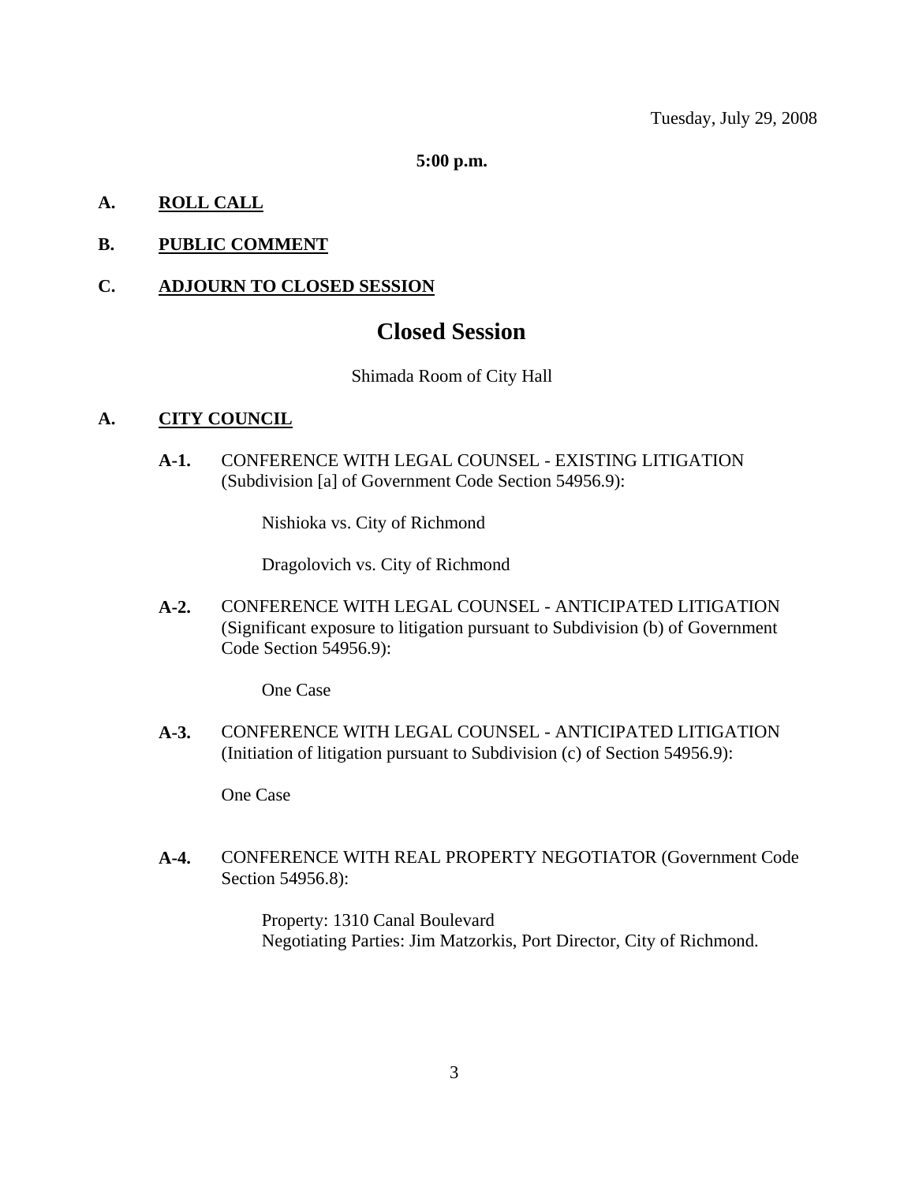Tuesday, July 29, 2008

**5:00 p.m.**

**A. <u>ROLL CALL</u>**

**B. <u>PUBLIC COMMENT</u>**

**C. <u>ADJOURN TO CLOSED SESSION</u>**

# Closed Session

Shimada Room of City Hall

**A. <u>CITY COUNCIL</u>**

**A-1.** CONFERENCE WITH LEGAL COUNSEL - EXISTING LITIGATION (Subdivision [a] of Government Code Section 54956.9):

Nishioka vs. City of Richmond

Dragolovich vs. City of Richmond

**A-2.** CONFERENCE WITH LEGAL COUNSEL - ANTICIPATED LITIGATION (Significant exposure to litigation pursuant to Subdivision (b) of Government Code Section 54956.9):

One Case

**A-3.** CONFERENCE WITH LEGAL COUNSEL - ANTICIPATED LITIGATION (Initiation of litigation pursuant to Subdivision (c) of Section 54956.9):

One Case

**A-4.** CONFERENCE WITH REAL PROPERTY NEGOTIATOR (Government Code Section 54956.8):

Property: 1310 Canal Boulevard
Negotiating Parties: Jim Matzorkis, Port Director, City of Richmond.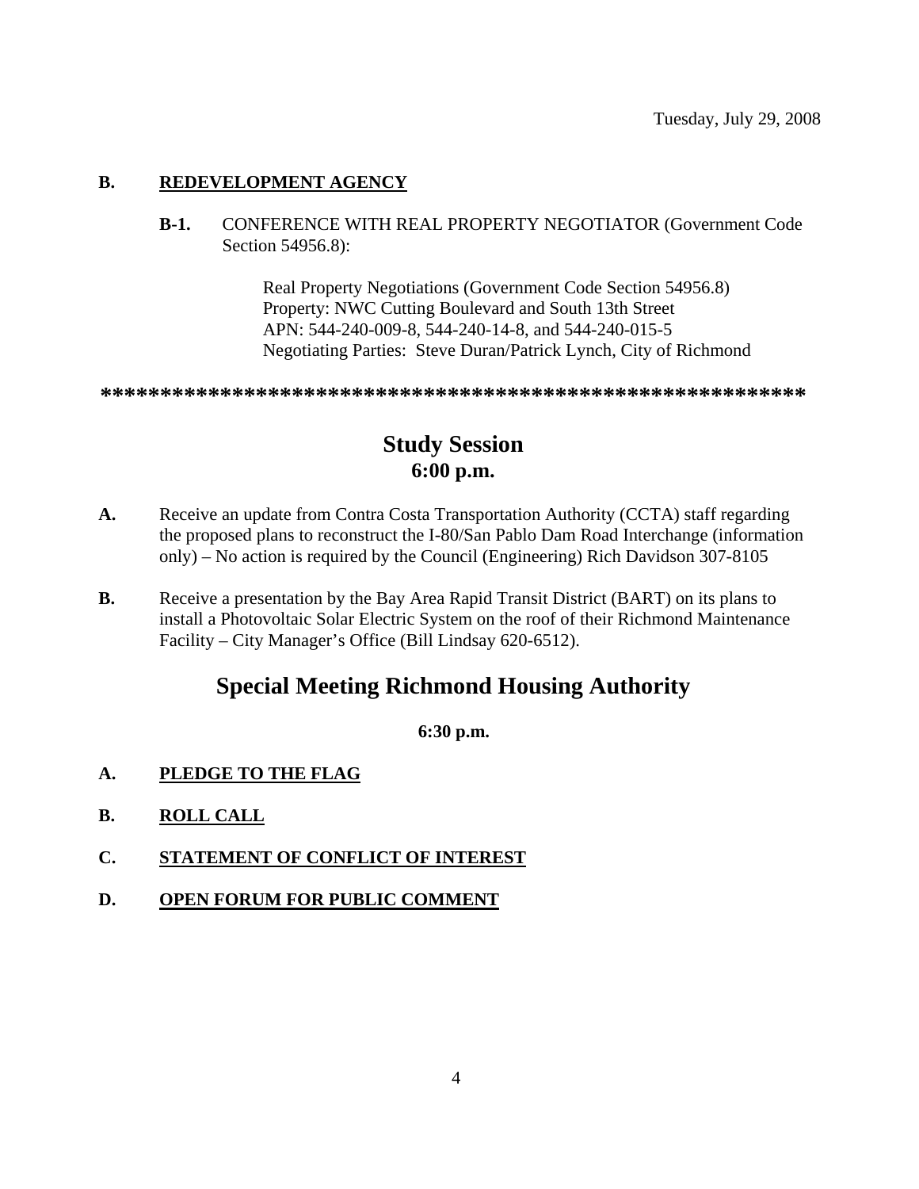Tuesday, July 29, 2008

**B.** **REDEVELOPMENT AGENCY**

**B-1.** CONFERENCE WITH REAL PROPERTY NEGOTIATOR (Government Code Section 54956.8):

Real Property Negotiations (Government Code Section 54956.8)
Property: NWC Cutting Boulevard and South 13th Street
APN: 544-240-009-8, 544-240-14-8, and 544-240-015-5
Negotiating Parties: Steve Duran/Patrick Lynch, City of Richmond

**********************************************************

## Study Session
## 6:00 p.m.

**A.** Receive an update from Contra Costa Transportation Authority (CCTA) staff regarding the proposed plans to reconstruct the I-80/San Pablo Dam Road Interchange (information only) – No action is required by the Council (Engineering) Rich Davidson 307-8105

**B.** Receive a presentation by the Bay Area Rapid Transit District (BART) on its plans to install a Photovoltaic Solar Electric System on the roof of their Richmond Maintenance Facility – City Manager's Office (Bill Lindsay 620-6512).

## Special Meeting Richmond Housing Authority

**6:30 p.m.**

**A.** **PLEDGE TO THE FLAG**

**B.** **ROLL CALL**

**C.** **STATEMENT OF CONFLICT OF INTEREST**

**D.** **OPEN FORUM FOR PUBLIC COMMENT**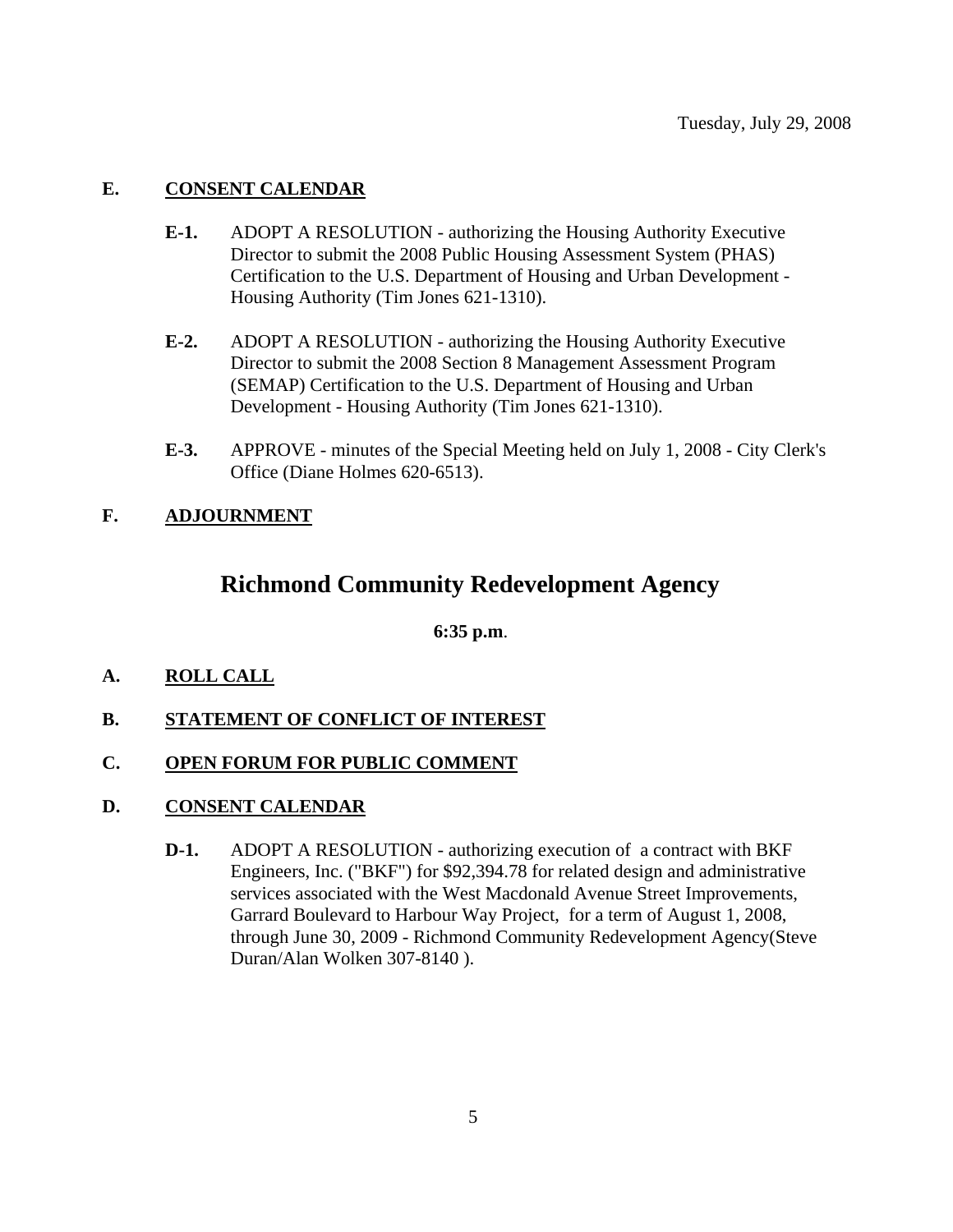Tuesday, July 29, 2008

**E. CONSENT CALENDAR**

- **E-1.** ADOPT A RESOLUTION - authorizing the Housing Authority Executive Director to submit the 2008 Public Housing Assessment System (PHAS) Certification to the U.S. Department of Housing and Urban Development - Housing Authority (Tim Jones 621-1310).

- **E-2.** ADOPT A RESOLUTION - authorizing the Housing Authority Executive Director to submit the 2008 Section 8 Management Assessment Program (SEMAP) Certification to the U.S. Department of Housing and Urban Development - Housing Authority (Tim Jones 621-1310).

- **E-3.** APPROVE - minutes of the Special Meeting held on July 1, 2008 - City Clerk's Office (Diane Holmes 620-6513).

**F. ADJOURNMENT**

# Richmond Community Redevelopment Agency

**6:35 p.m**.

**A. ROLL CALL**

**B. STATEMENT OF CONFLICT OF INTEREST**

**C. OPEN FORUM FOR PUBLIC COMMENT**

**D. CONSENT CALENDAR**

- **D-1.** ADOPT A RESOLUTION - authorizing execution of a contract with BKF Engineers, Inc. ("BKF") for $92,394.78 for related design and administrative services associated with the West Macdonald Avenue Street Improvements, Garrard Boulevard to Harbour Way Project, for a term of August 1, 2008, through June 30, 2009 - Richmond Community Redevelopment Agency(Steve Duran/Alan Wolken 307-8140 ).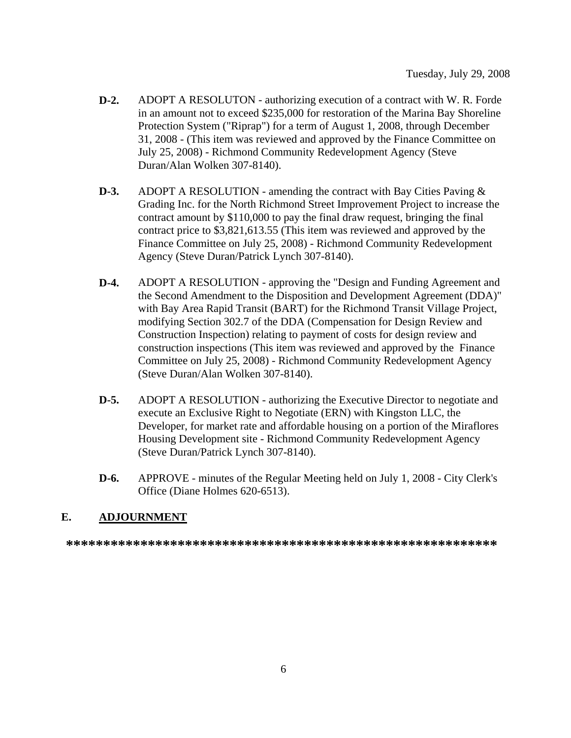Tuesday, July 29, 2008

**D-2.** ADOPT A RESOLUTON - authorizing execution of a contract with W. R. Forde in an amount not to exceed $235,000 for restoration of the Marina Bay Shoreline Protection System ("Riprap") for a term of August 1, 2008, through December 31, 2008 - (This item was reviewed and approved by the Finance Committee on July 25, 2008) - Richmond Community Redevelopment Agency (Steve Duran/Alan Wolken 307-8140).

**D-3.** ADOPT A RESOLUTION - amending the contract with Bay Cities Paving & Grading Inc. for the North Richmond Street Improvement Project to increase the contract amount by $110,000 to pay the final draw request, bringing the final contract price to $3,821,613.55 (This item was reviewed and approved by the Finance Committee on July 25, 2008) - Richmond Community Redevelopment Agency (Steve Duran/Patrick Lynch 307-8140).

**D-4.** ADOPT A RESOLUTION - approving the "Design and Funding Agreement and the Second Amendment to the Disposition and Development Agreement (DDA)" with Bay Area Rapid Transit (BART) for the Richmond Transit Village Project, modifying Section 302.7 of the DDA (Compensation for Design Review and Construction Inspection) relating to payment of costs for design review and construction inspections (This item was reviewed and approved by the Finance Committee on July 25, 2008) - Richmond Community Redevelopment Agency (Steve Duran/Alan Wolken 307-8140).

**D-5.** ADOPT A RESOLUTION - authorizing the Executive Director to negotiate and execute an Exclusive Right to Negotiate (ERN) with Kingston LLC, the Developer, for market rate and affordable housing on a portion of the Miraflores Housing Development site - Richmond Community Redevelopment Agency (Steve Duran/Patrick Lynch 307-8140).

**D-6.** APPROVE - minutes of the Regular Meeting held on July 1, 2008 - City Clerk's Office (Diane Holmes 620-6513).

## E. ADJOURNMENT

*********************************************************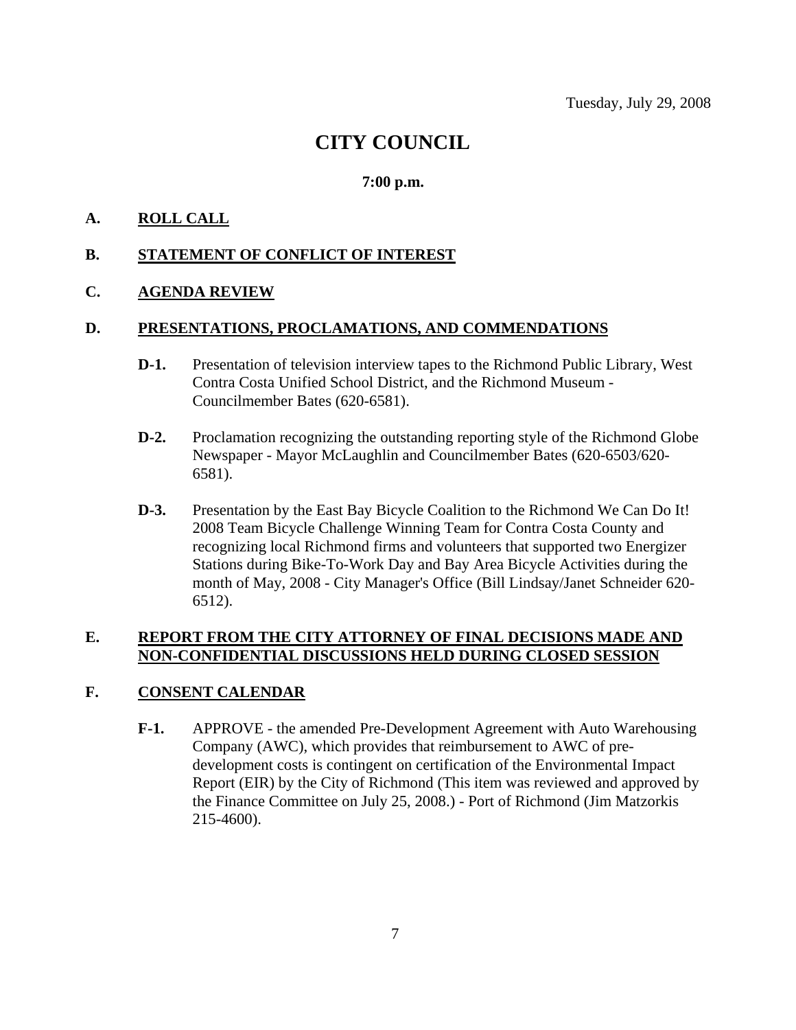Tuesday, July 29, 2008

# CITY COUNCIL

**7:00 p.m.**

## A. ROLL CALL

## B. STATEMENT OF CONFLICT OF INTEREST

## C. AGENDA REVIEW

## D. PRESENTATIONS, PROCLAMATIONS, AND COMMENDATIONS

**D-1.** Presentation of television interview tapes to the Richmond Public Library, West Contra Costa Unified School District, and the Richmond Museum - Councilmember Bates (620-6581).

**D-2.** Proclamation recognizing the outstanding reporting style of the Richmond Globe Newspaper - Mayor McLaughlin and Councilmember Bates (620-6503/620-6581).

**D-3.** Presentation by the East Bay Bicycle Coalition to the Richmond We Can Do It! 2008 Team Bicycle Challenge Winning Team for Contra Costa County and recognizing local Richmond firms and volunteers that supported two Energizer Stations during Bike-To-Work Day and Bay Area Bicycle Activities during the month of May, 2008 - City Manager's Office (Bill Lindsay/Janet Schneider 620-6512).

## E. REPORT FROM THE CITY ATTORNEY OF FINAL DECISIONS MADE AND NON-CONFIDENTIAL DISCUSSIONS HELD DURING CLOSED SESSION

## F. CONSENT CALENDAR

**F-1.** APPROVE - the amended Pre-Development Agreement with Auto Warehousing Company (AWC), which provides that reimbursement to AWC of pre-development costs is contingent on certification of the Environmental Impact Report (EIR) by the City of Richmond (This item was reviewed and approved by the Finance Committee on July 25, 2008.) - Port of Richmond (Jim Matzorkis 215-4600).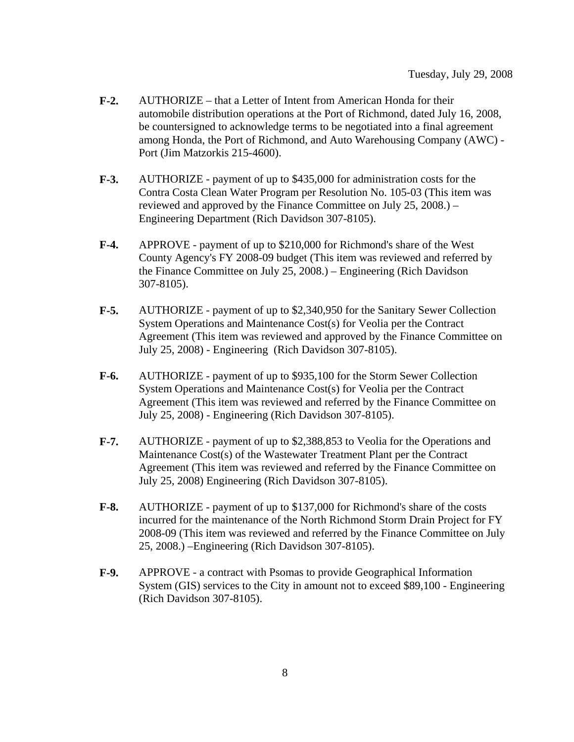Tuesday, July 29, 2008

**F-2.** AUTHORIZE – that a Letter of Intent from American Honda for their automobile distribution operations at the Port of Richmond, dated July 16, 2008, be countersigned to acknowledge terms to be negotiated into a final agreement among Honda, the Port of Richmond, and Auto Warehousing Company (AWC) - Port (Jim Matzorkis 215-4600).

**F-3.** AUTHORIZE - payment of up to $435,000 for administration costs for the Contra Costa Clean Water Program per Resolution No. 105-03 (This item was reviewed and approved by the Finance Committee on July 25, 2008.) – Engineering Department (Rich Davidson 307-8105).

**F-4.** APPROVE - payment of up to $210,000 for Richmond's share of the West County Agency's FY 2008-09 budget (This item was reviewed and referred by the Finance Committee on July 25, 2008.) – Engineering (Rich Davidson 307-8105).

**F-5.** AUTHORIZE - payment of up to $2,340,950 for the Sanitary Sewer Collection System Operations and Maintenance Cost(s) for Veolia per the Contract Agreement (This item was reviewed and approved by the Finance Committee on July 25, 2008) - Engineering (Rich Davidson 307-8105).

**F-6.** AUTHORIZE - payment of up to $935,100 for the Storm Sewer Collection System Operations and Maintenance Cost(s) for Veolia per the Contract Agreement (This item was reviewed and referred by the Finance Committee on July 25, 2008) - Engineering (Rich Davidson 307-8105).

**F-7.** AUTHORIZE - payment of up to $2,388,853 to Veolia for the Operations and Maintenance Cost(s) of the Wastewater Treatment Plant per the Contract Agreement (This item was reviewed and referred by the Finance Committee on July 25, 2008) Engineering (Rich Davidson 307-8105).

**F-8.** AUTHORIZE - payment of up to $137,000 for Richmond's share of the costs incurred for the maintenance of the North Richmond Storm Drain Project for FY 2008-09 (This item was reviewed and referred by the Finance Committee on July 25, 2008.) –Engineering (Rich Davidson 307-8105).

**F-9.** APPROVE - a contract with Psomas to provide Geographical Information System (GIS) services to the City in amount not to exceed $89,100 - Engineering (Rich Davidson 307-8105).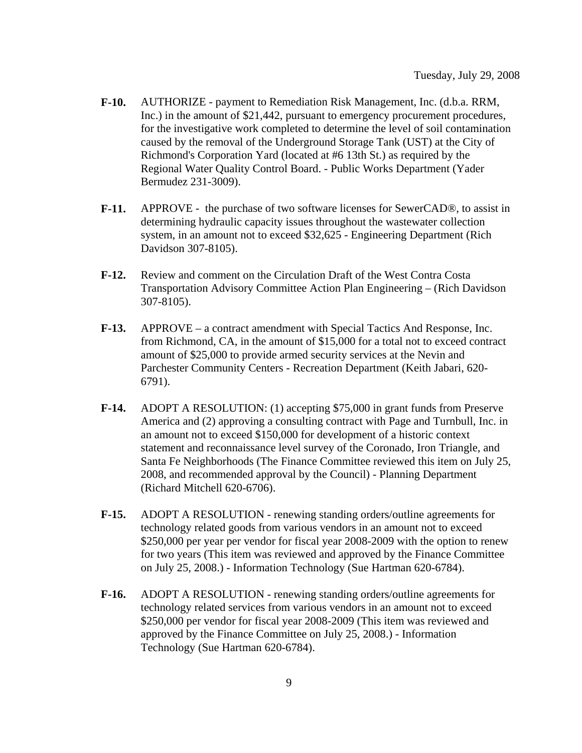Tuesday, July 29, 2008

**F-10.** AUTHORIZE - payment to Remediation Risk Management, Inc. (d.b.a. RRM, Inc.) in the amount of $21,442, pursuant to emergency procurement procedures, for the investigative work completed to determine the level of soil contamination caused by the removal of the Underground Storage Tank (UST) at the City of Richmond's Corporation Yard (located at #6 13th St.) as required by the Regional Water Quality Control Board. - Public Works Department (Yader Bermudez 231-3009).

**F-11.** APPROVE - the purchase of two software licenses for SewerCAD®, to assist in determining hydraulic capacity issues throughout the wastewater collection system, in an amount not to exceed $32,625 - Engineering Department (Rich Davidson 307-8105).

**F-12.** Review and comment on the Circulation Draft of the West Contra Costa Transportation Advisory Committee Action Plan Engineering – (Rich Davidson 307-8105).

**F-13.** APPROVE – a contract amendment with Special Tactics And Response, Inc. from Richmond, CA, in the amount of $15,000 for a total not to exceed contract amount of $25,000 to provide armed security services at the Nevin and Parchester Community Centers - Recreation Department (Keith Jabari, 620-6791).

**F-14.** ADOPT A RESOLUTION: (1) accepting $75,000 in grant funds from Preserve America and (2) approving a consulting contract with Page and Turnbull, Inc. in an amount not to exceed $150,000 for development of a historic context statement and reconnaissance level survey of the Coronado, Iron Triangle, and Santa Fe Neighborhoods (The Finance Committee reviewed this item on July 25, 2008, and recommended approval by the Council) - Planning Department (Richard Mitchell 620-6706).

**F-15.** ADOPT A RESOLUTION - renewing standing orders/outline agreements for technology related goods from various vendors in an amount not to exceed $250,000 per year per vendor for fiscal year 2008-2009 with the option to renew for two years (This item was reviewed and approved by the Finance Committee on July 25, 2008.) - Information Technology (Sue Hartman 620-6784).

**F-16.** ADOPT A RESOLUTION - renewing standing orders/outline agreements for technology related services from various vendors in an amount not to exceed $250,000 per vendor for fiscal year 2008-2009 (This item was reviewed and approved by the Finance Committee on July 25, 2008.) - Information Technology (Sue Hartman 620-6784).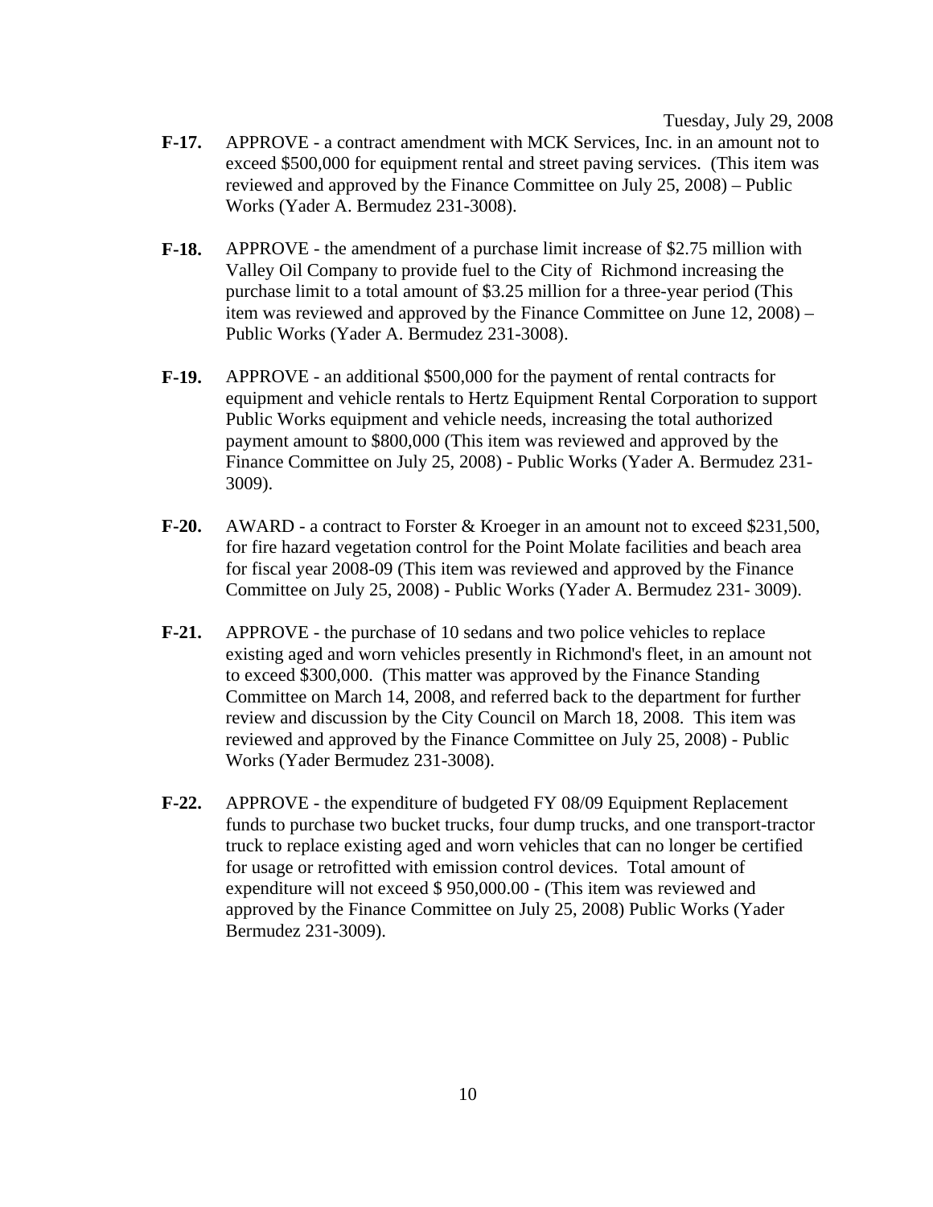**F-17.** APPROVE - a contract amendment with MCK Services, Inc. in an amount not to exceed $500,000 for equipment rental and street paving services. (This item was reviewed and approved by the Finance Committee on July 25, 2008) – Public Works (Yader A. Bermudez 231-3008).

**F-18.** APPROVE - the amendment of a purchase limit increase of $2.75 million with Valley Oil Company to provide fuel to the City of Richmond increasing the purchase limit to a total amount of $3.25 million for a three-year period (This item was reviewed and approved by the Finance Committee on June 12, 2008) – Public Works (Yader A. Bermudez 231-3008).

**F-19.** APPROVE - an additional $500,000 for the payment of rental contracts for equipment and vehicle rentals to Hertz Equipment Rental Corporation to support Public Works equipment and vehicle needs, increasing the total authorized payment amount to $800,000 (This item was reviewed and approved by the Finance Committee on July 25, 2008) - Public Works (Yader A. Bermudez 231-3009).

**F-20.** AWARD - a contract to Forster & Kroeger in an amount not to exceed $231,500, for fire hazard vegetation control for the Point Molate facilities and beach area for fiscal year 2008-09 (This item was reviewed and approved by the Finance Committee on July 25, 2008) - Public Works (Yader A. Bermudez 231- 3009).

**F-21.** APPROVE - the purchase of 10 sedans and two police vehicles to replace existing aged and worn vehicles presently in Richmond's fleet, in an amount not to exceed $300,000. (This matter was approved by the Finance Standing Committee on March 14, 2008, and referred back to the department for further review and discussion by the City Council on March 18, 2008. This item was reviewed and approved by the Finance Committee on July 25, 2008) - Public Works (Yader Bermudez 231-3008).

**F-22.** APPROVE - the expenditure of budgeted FY 08/09 Equipment Replacement funds to purchase two bucket trucks, four dump trucks, and one transport-tractor truck to replace existing aged and worn vehicles that can no longer be certified for usage or retrofitted with emission control devices. Total amount of expenditure will not exceed $ 950,000.00 - (This item was reviewed and approved by the Finance Committee on July 25, 2008) Public Works (Yader Bermudez 231-3009).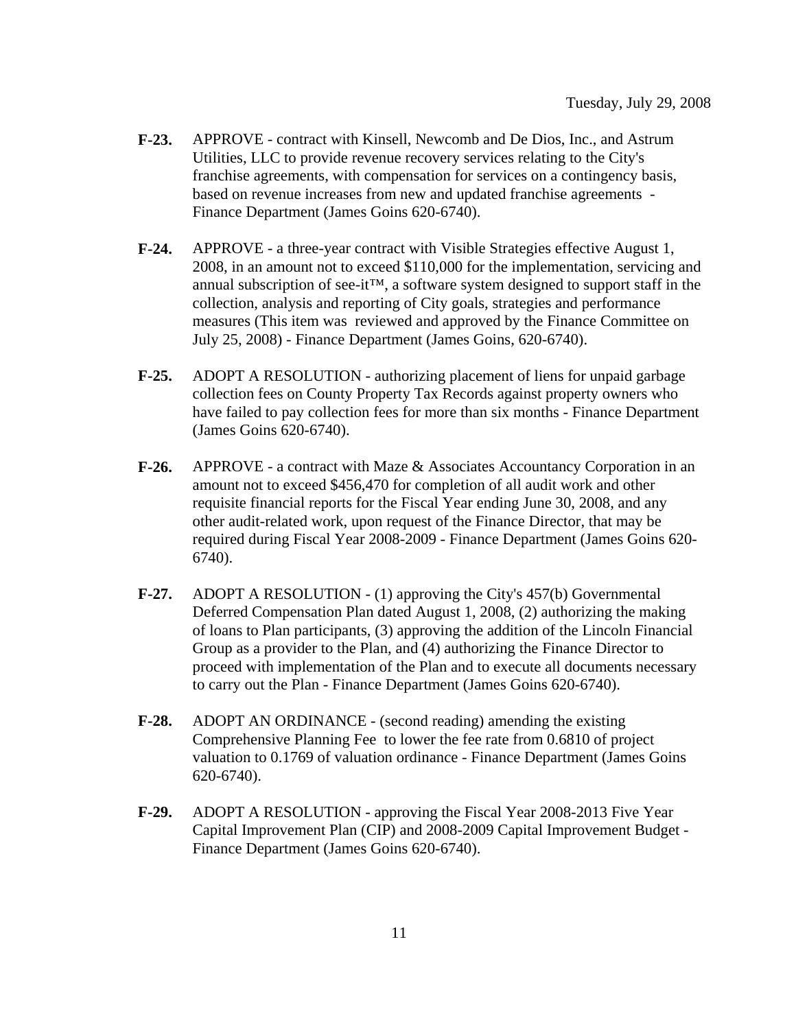Tuesday, July 29, 2008

**F-23.** APPROVE - contract with Kinsell, Newcomb and De Dios, Inc., and Astrum Utilities, LLC to provide revenue recovery services relating to the City's franchise agreements, with compensation for services on a contingency basis, based on revenue increases from new and updated franchise agreements - Finance Department (James Goins 620-6740).

**F-24.** APPROVE - a three-year contract with Visible Strategies effective August 1, 2008, in an amount not to exceed $110,000 for the implementation, servicing and annual subscription of see-it™, a software system designed to support staff in the collection, analysis and reporting of City goals, strategies and performance measures (This item was reviewed and approved by the Finance Committee on July 25, 2008) - Finance Department (James Goins, 620-6740).

**F-25.** ADOPT A RESOLUTION - authorizing placement of liens for unpaid garbage collection fees on County Property Tax Records against property owners who have failed to pay collection fees for more than six months - Finance Department (James Goins 620-6740).

**F-26.** APPROVE - a contract with Maze & Associates Accountancy Corporation in an amount not to exceed $456,470 for completion of all audit work and other requisite financial reports for the Fiscal Year ending June 30, 2008, and any other audit-related work, upon request of the Finance Director, that may be required during Fiscal Year 2008-2009 - Finance Department (James Goins 620-6740).

**F-27.** ADOPT A RESOLUTION - (1) approving the City's 457(b) Governmental Deferred Compensation Plan dated August 1, 2008, (2) authorizing the making of loans to Plan participants, (3) approving the addition of the Lincoln Financial Group as a provider to the Plan, and (4) authorizing the Finance Director to proceed with implementation of the Plan and to execute all documents necessary to carry out the Plan - Finance Department (James Goins 620-6740).

**F-28.** ADOPT AN ORDINANCE - (second reading) amending the existing Comprehensive Planning Fee to lower the fee rate from 0.6810 of project valuation to 0.1769 of valuation ordinance - Finance Department (James Goins 620-6740).

**F-29.** ADOPT A RESOLUTION - approving the Fiscal Year 2008-2013 Five Year Capital Improvement Plan (CIP) and 2008-2009 Capital Improvement Budget - Finance Department (James Goins 620-6740).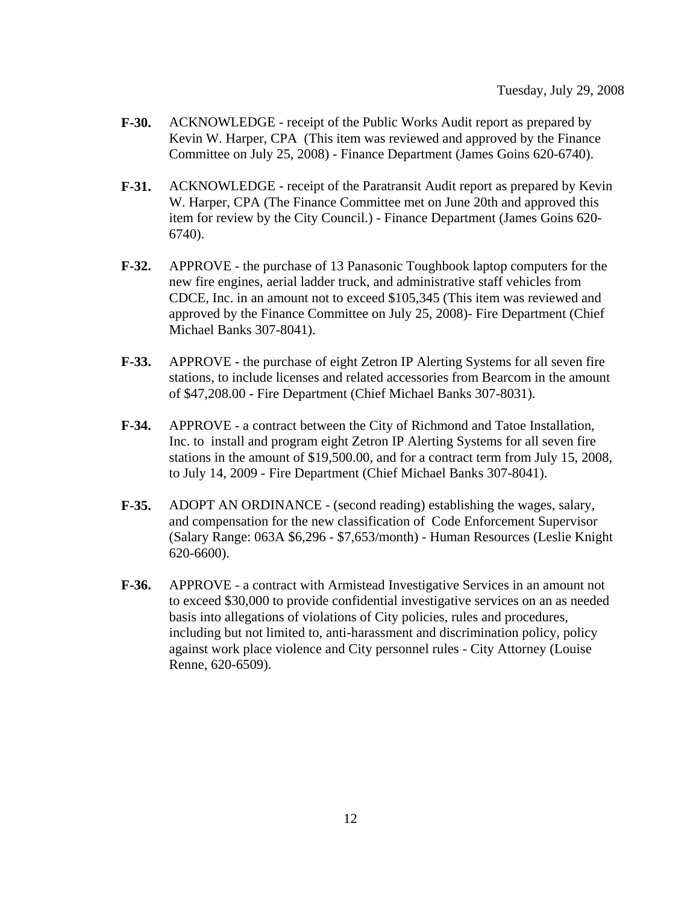Tuesday, July 29, 2008

**F-30.** ACKNOWLEDGE - receipt of the Public Works Audit report as prepared by Kevin W. Harper, CPA (This item was reviewed and approved by the Finance Committee on July 25, 2008) - Finance Department (James Goins 620-6740).

**F-31.** ACKNOWLEDGE - receipt of the Paratransit Audit report as prepared by Kevin W. Harper, CPA (The Finance Committee met on June 20th and approved this item for review by the City Council.) - Finance Department (James Goins 620-6740).

**F-32.** APPROVE - the purchase of 13 Panasonic Toughbook laptop computers for the new fire engines, aerial ladder truck, and administrative staff vehicles from CDCE, Inc. in an amount not to exceed $105,345 (This item was reviewed and approved by the Finance Committee on July 25, 2008)- Fire Department (Chief Michael Banks 307-8041).

**F-33.** APPROVE - the purchase of eight Zetron IP Alerting Systems for all seven fire stations, to include licenses and related accessories from Bearcom in the amount of $47,208.00 - Fire Department (Chief Michael Banks 307-8031).

**F-34.** APPROVE - a contract between the City of Richmond and Tatoe Installation, Inc. to install and program eight Zetron IP Alerting Systems for all seven fire stations in the amount of $19,500.00, and for a contract term from July 15, 2008, to July 14, 2009 - Fire Department (Chief Michael Banks 307-8041).

**F-35.** ADOPT AN ORDINANCE - (second reading) establishing the wages, salary, and compensation for the new classification of Code Enforcement Supervisor (Salary Range: 063A $6,296 - $7,653/month) - Human Resources (Leslie Knight 620-6600).

**F-36.** APPROVE - a contract with Armistead Investigative Services in an amount not to exceed $30,000 to provide confidential investigative services on an as needed basis into allegations of violations of City policies, rules and procedures, including but not limited to, anti-harassment and discrimination policy, policy against work place violence and City personnel rules - City Attorney (Louise Renne, 620-6509).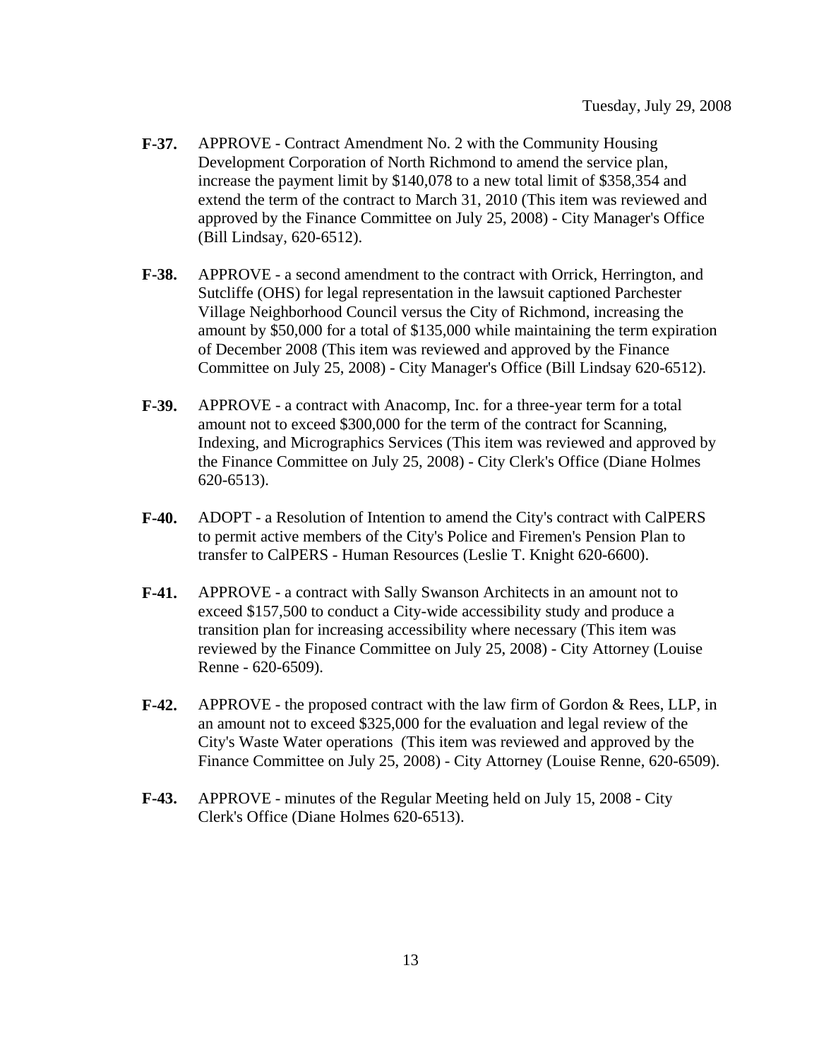**F-37.** APPROVE - Contract Amendment No. 2 with the Community Housing Development Corporation of North Richmond to amend the service plan, increase the payment limit by $140,078 to a new total limit of $358,354 and extend the term of the contract to March 31, 2010 (This item was reviewed and approved by the Finance Committee on July 25, 2008) - City Manager's Office (Bill Lindsay, 620-6512).

**F-38.** APPROVE - a second amendment to the contract with Orrick, Herrington, and Sutcliffe (OHS) for legal representation in the lawsuit captioned Parchester Village Neighborhood Council versus the City of Richmond, increasing the amount by $50,000 for a total of $135,000 while maintaining the term expiration of December 2008 (This item was reviewed and approved by the Finance Committee on July 25, 2008) - City Manager's Office (Bill Lindsay 620-6512).

**F-39.** APPROVE - a contract with Anacomp, Inc. for a three-year term for a total amount not to exceed $300,000 for the term of the contract for Scanning, Indexing, and Micrographics Services (This item was reviewed and approved by the Finance Committee on July 25, 2008) - City Clerk's Office (Diane Holmes 620-6513).

**F-40.** ADOPT - a Resolution of Intention to amend the City's contract with CalPERS to permit active members of the City's Police and Firemen's Pension Plan to transfer to CalPERS - Human Resources (Leslie T. Knight 620-6600).

**F-41.** APPROVE - a contract with Sally Swanson Architects in an amount not to exceed $157,500 to conduct a City-wide accessibility study and produce a transition plan for increasing accessibility where necessary (This item was reviewed by the Finance Committee on July 25, 2008) - City Attorney (Louise Renne - 620-6509).

**F-42.** APPROVE - the proposed contract with the law firm of Gordon & Rees, LLP, in an amount not to exceed $325,000 for the evaluation and legal review of the City's Waste Water operations (This item was reviewed and approved by the Finance Committee on July 25, 2008) - City Attorney (Louise Renne, 620-6509).

**F-43.** APPROVE - minutes of the Regular Meeting held on July 15, 2008 - City Clerk's Office (Diane Holmes 620-6513).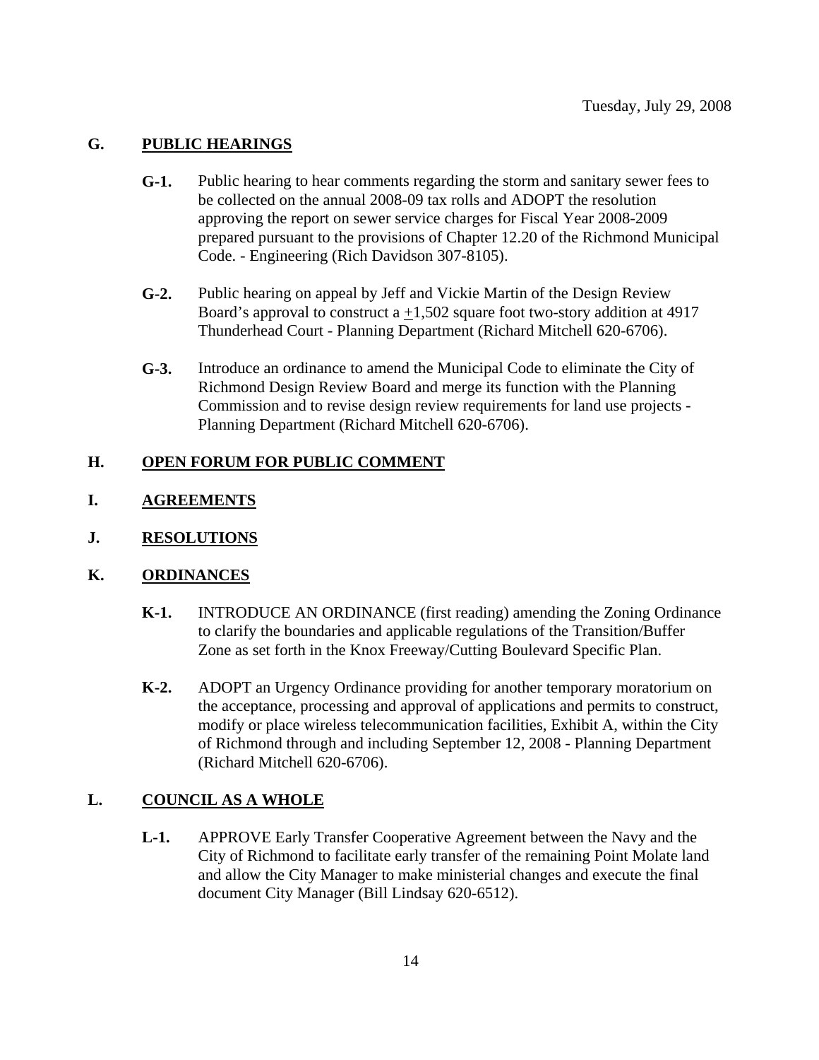Tuesday, July 29, 2008

## G. PUBLIC HEARINGS

**G-1.** Public hearing to hear comments regarding the storm and sanitary sewer fees to be collected on the annual 2008-09 tax rolls and ADOPT the resolution approving the report on sewer service charges for Fiscal Year 2008-2009 prepared pursuant to the provisions of Chapter 12.20 of the Richmond Municipal Code. - Engineering (Rich Davidson 307-8105).

**G-2.** Public hearing on appeal by Jeff and Vickie Martin of the Design Review Board's approval to construct a ±1,502 square foot two-story addition at 4917 Thunderhead Court - Planning Department (Richard Mitchell 620-6706).

**G-3.** Introduce an ordinance to amend the Municipal Code to eliminate the City of Richmond Design Review Board and merge its function with the Planning Commission and to revise design review requirements for land use projects - Planning Department (Richard Mitchell 620-6706).

## H. OPEN FORUM FOR PUBLIC COMMENT

## I. AGREEMENTS

## J. RESOLUTIONS

## K. ORDINANCES

**K-1.** INTRODUCE AN ORDINANCE (first reading) amending the Zoning Ordinance to clarify the boundaries and applicable regulations of the Transition/Buffer Zone as set forth in the Knox Freeway/Cutting Boulevard Specific Plan.

**K-2.** ADOPT an Urgency Ordinance providing for another temporary moratorium on the acceptance, processing and approval of applications and permits to construct, modify or place wireless telecommunication facilities, Exhibit A, within the City of Richmond through and including September 12, 2008 - Planning Department (Richard Mitchell 620-6706).

## L. COUNCIL AS A WHOLE

**L-1.** APPROVE Early Transfer Cooperative Agreement between the Navy and the City of Richmond to facilitate early transfer of the remaining Point Molate land and allow the City Manager to make ministerial changes and execute the final document City Manager (Bill Lindsay 620-6512).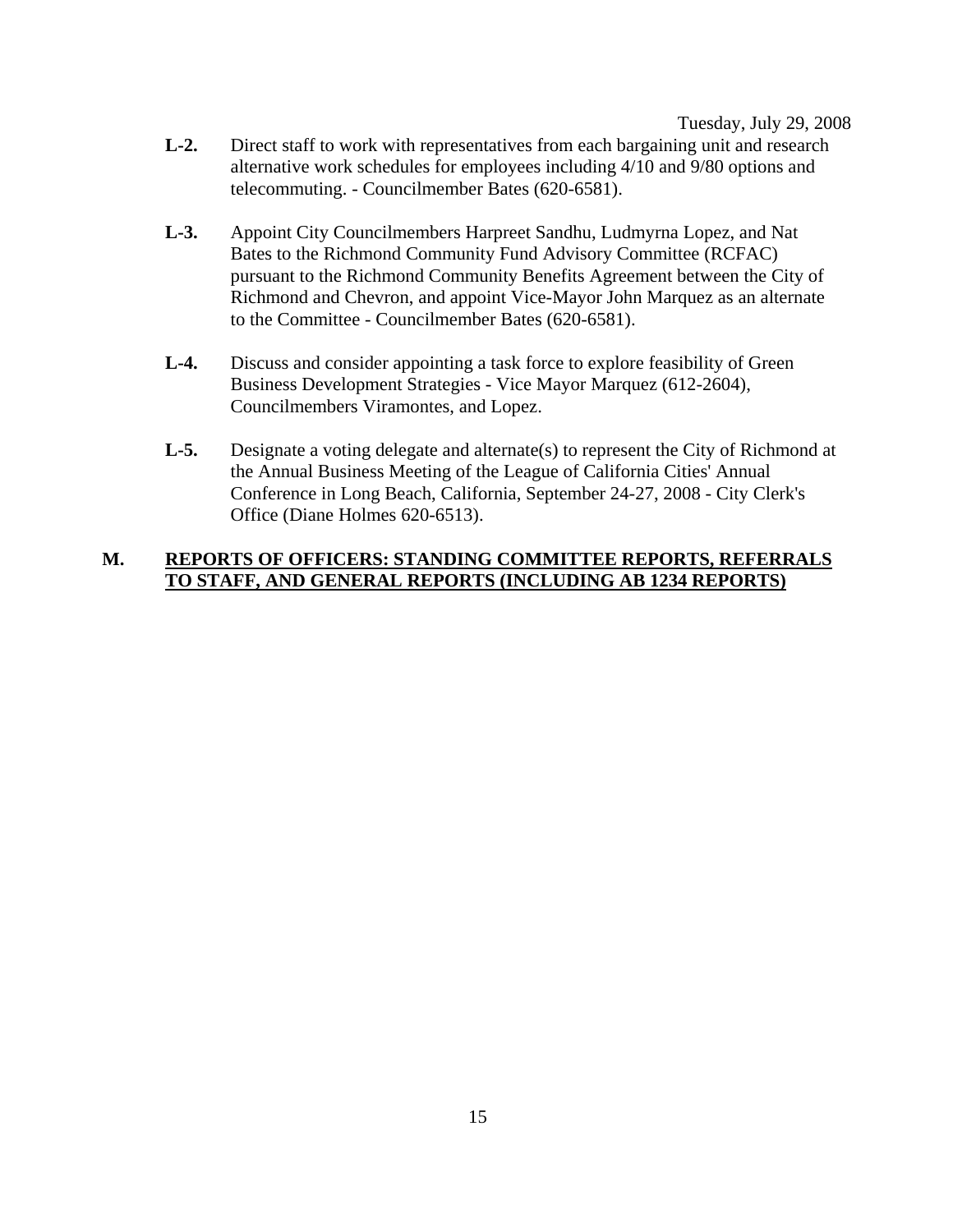**L-2.** Direct staff to work with representatives from each bargaining unit and research alternative work schedules for employees including 4/10 and 9/80 options and telecommuting. - Councilmember Bates (620-6581).

**L-3.** Appoint City Councilmembers Harpreet Sandhu, Ludmyrna Lopez, and Nat Bates to the Richmond Community Fund Advisory Committee (RCFAC) pursuant to the Richmond Community Benefits Agreement between the City of Richmond and Chevron, and appoint Vice-Mayor John Marquez as an alternate to the Committee - Councilmember Bates (620-6581).

**L-4.** Discuss and consider appointing a task force to explore feasibility of Green Business Development Strategies - Vice Mayor Marquez (612-2604), Councilmembers Viramontes, and Lopez.

**L-5.** Designate a voting delegate and alternate(s) to represent the City of Richmond at the Annual Business Meeting of the League of California Cities' Annual Conference in Long Beach, California, September 24-27, 2008 - City Clerk's Office (Diane Holmes 620-6513).

## M. REPORTS OF OFFICERS: STANDING COMMITTEE REPORTS, REFERRALS TO STAFF, AND GENERAL REPORTS (INCLUDING AB 1234 REPORTS)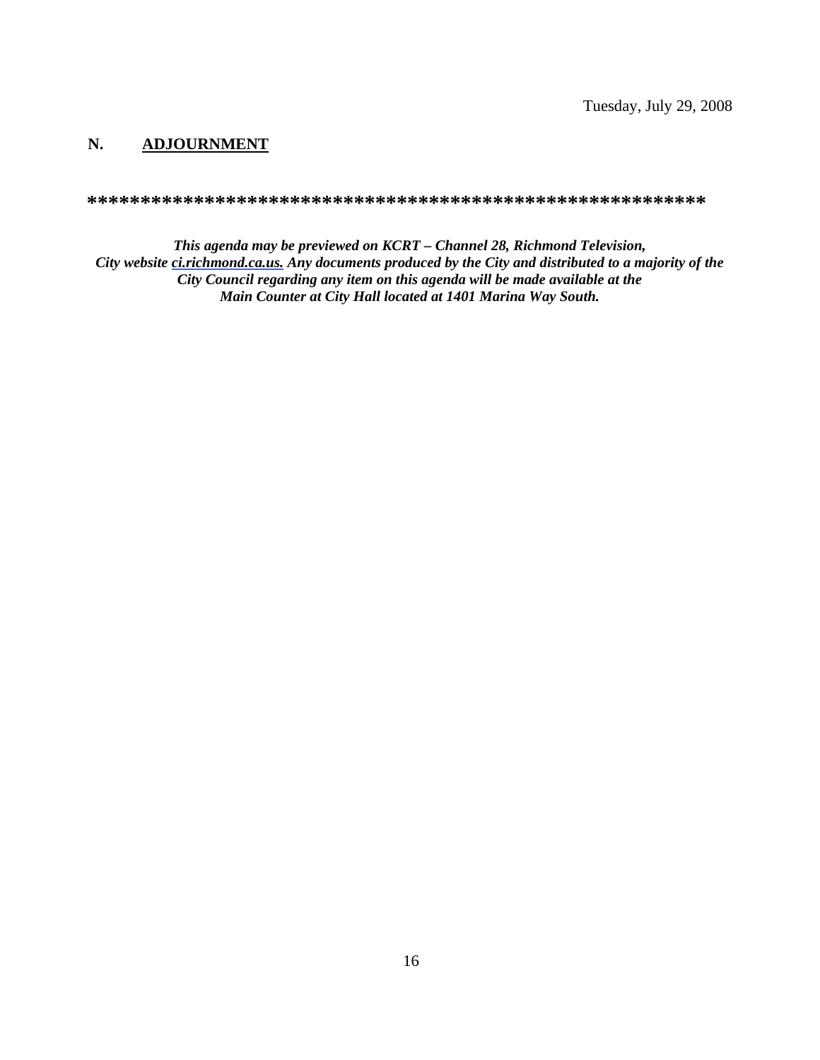## N. ADJOURNMENT

**********************************************************

***This agenda may be previewed on KCRT – Channel 28, Richmond Television, City website ci.richmond.ca.us. Any documents produced by the City and distributed to a majority of the City Council regarding any item on this agenda will be made available at the Main Counter at City Hall located at 1401 Marina Way South.***